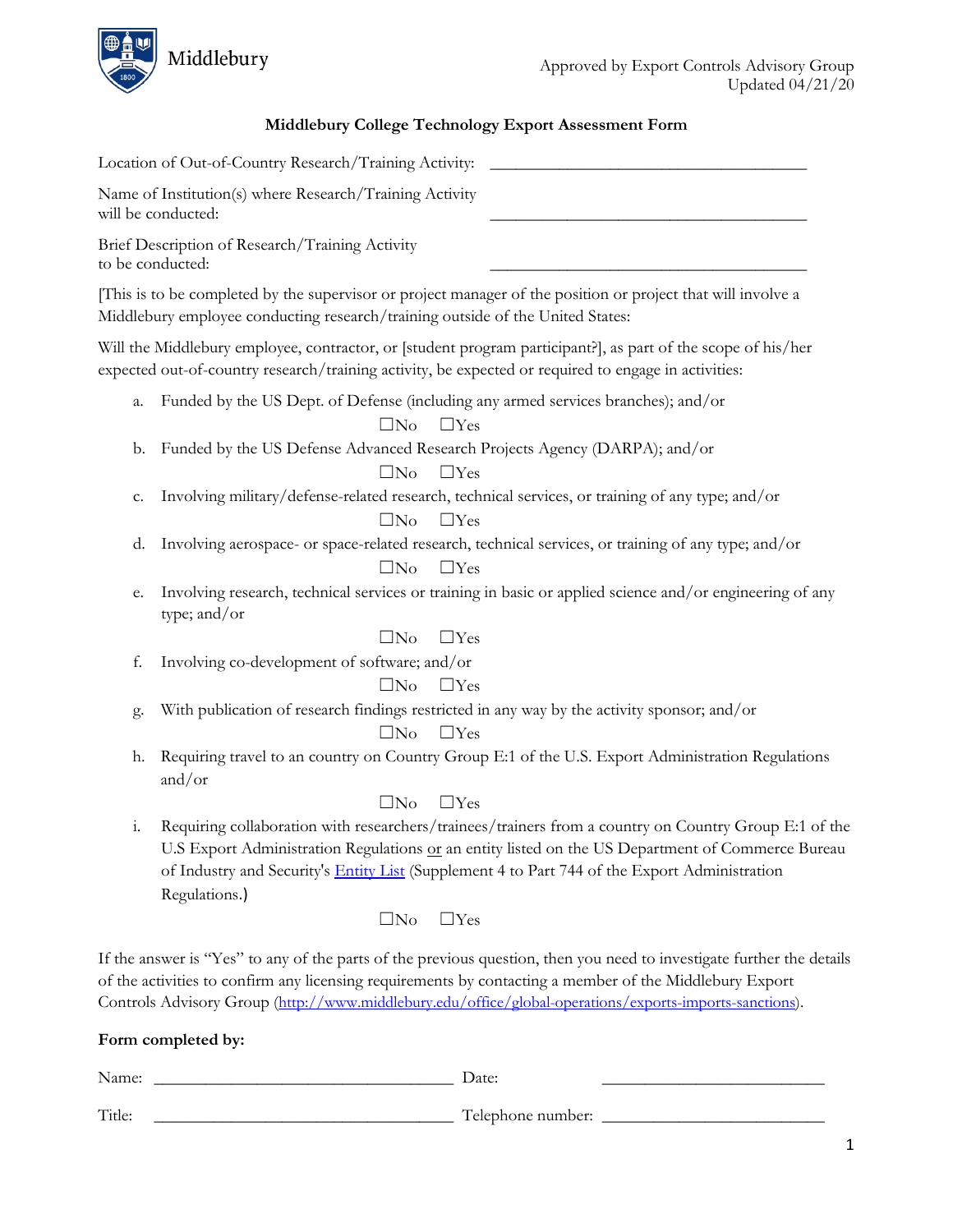Middlebury

Approved by Export Controls Advisory Group
Updated 04/21/20

**Middlebury College Technology Export Assessment Form**

Location of Out-of-Country Research/Training Activity: ______________________________________

Name of Institution(s) where Research/Training Activity will be conducted: ______________________________________

Brief Description of Research/Training Activity to be conducted: ______________________________________

[This is to be completed by the supervisor or project manager of the position or project that will involve a Middlebury employee conducting research/training outside of the United States:

Will the Middlebury employee, contractor, or [student program participant?], as part of the scope of his/her expected out-of-country research/training activity, be expected or required to engage in activities:

a. Funded by the US Dept. of Defense (including any armed services branches); and/or

   ☐No ☐Yes

b. Funded by the US Defense Advanced Research Projects Agency (DARPA); and/or

   ☐No ☐Yes

c. Involving military/defense-related research, technical services, or training of any type; and/or

   ☐No ☐Yes

d. Involving aerospace- or space-related research, technical services, or training of any type; and/or

   ☐No ☐Yes

e. Involving research, technical services or training in basic or applied science and/or engineering of any type; and/or

   ☐No ☐Yes

f. Involving co-development of software; and/or

   ☐No ☐Yes

g. With publication of research findings restricted in any way by the activity sponsor; and/or

   ☐No ☐Yes

h. Requiring travel to an country on Country Group E:1 of the U.S. Export Administration Regulations and/or

   ☐No ☐Yes

i. Requiring collaboration with researchers/trainees/trainers from a country on Country Group E:1 of the U.S Export Administration Regulations or an entity listed on the US Department of Commerce Bureau of Industry and Security's Entity List (Supplement 4 to Part 744 of the Export Administration Regulations.)

   ☐No ☐Yes

If the answer is "Yes" to any of the parts of the previous question, then you need to investigate further the details of the activities to confirm any licensing requirements by contacting a member of the Middlebury Export Controls Advisory Group (http://www.middlebury.edu/office/global-operations/exports-imports-sanctions).

**Form completed by:**

Name: ______________________________ Date: ______________________________

Title: ______________________________ Telephone number: ______________________________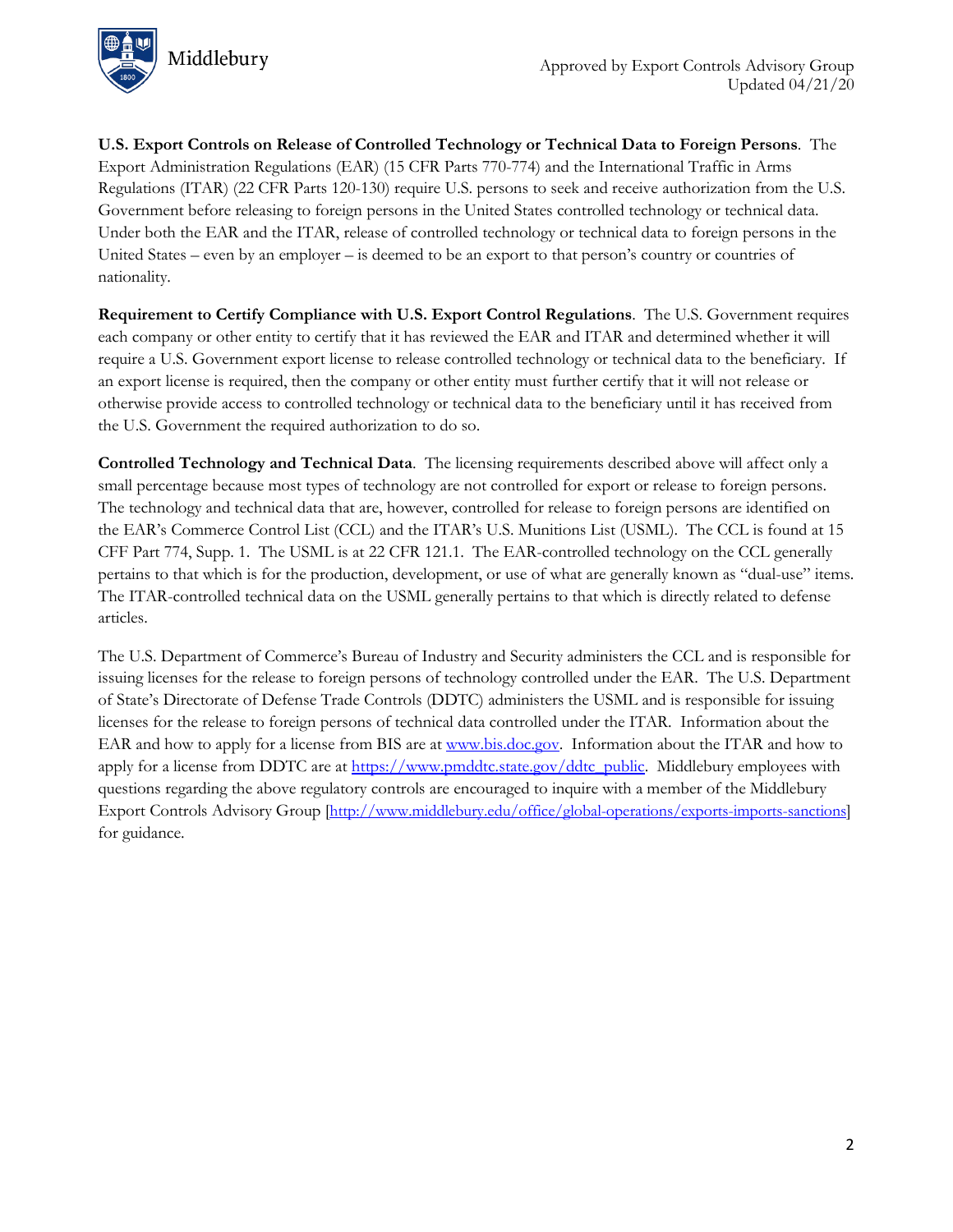**U.S. Export Controls on Release of Controlled Technology or Technical Data to Foreign Persons**. The Export Administration Regulations (EAR) (15 CFR Parts 770-774) and the International Traffic in Arms Regulations (ITAR) (22 CFR Parts 120-130) require U.S. persons to seek and receive authorization from the U.S. Government before releasing to foreign persons in the United States controlled technology or technical data. Under both the EAR and the ITAR, release of controlled technology or technical data to foreign persons in the United States – even by an employer – is deemed to be an export to that person's country or countries of nationality.

**Requirement to Certify Compliance with U.S. Export Control Regulations**. The U.S. Government requires each company or other entity to certify that it has reviewed the EAR and ITAR and determined whether it will require a U.S. Government export license to release controlled technology or technical data to the beneficiary. If an export license is required, then the company or other entity must further certify that it will not release or otherwise provide access to controlled technology or technical data to the beneficiary until it has received from the U.S. Government the required authorization to do so.

**Controlled Technology and Technical Data**. The licensing requirements described above will affect only a small percentage because most types of technology are not controlled for export or release to foreign persons. The technology and technical data that are, however, controlled for release to foreign persons are identified on the EAR's Commerce Control List (CCL) and the ITAR's U.S. Munitions List (USML). The CCL is found at 15 CFF Part 774, Supp. 1. The USML is at 22 CFR 121.1. The EAR-controlled technology on the CCL generally pertains to that which is for the production, development, or use of what are generally known as "dual-use" items. The ITAR-controlled technical data on the USML generally pertains to that which is directly related to defense articles.

The U.S. Department of Commerce's Bureau of Industry and Security administers the CCL and is responsible for issuing licenses for the release to foreign persons of technology controlled under the EAR. The U.S. Department of State's Directorate of Defense Trade Controls (DDTC) administers the USML and is responsible for issuing licenses for the release to foreign persons of technical data controlled under the ITAR. Information about the EAR and how to apply for a license from BIS are at www.bis.doc.gov. Information about the ITAR and how to apply for a license from DDTC are at https://www.pmddtc.state.gov/ddtc_public. Middlebury employees with questions regarding the above regulatory controls are encouraged to inquire with a member of the Middlebury Export Controls Advisory Group [http://www.middlebury.edu/office/global-operations/exports-imports-sanctions] for guidance.